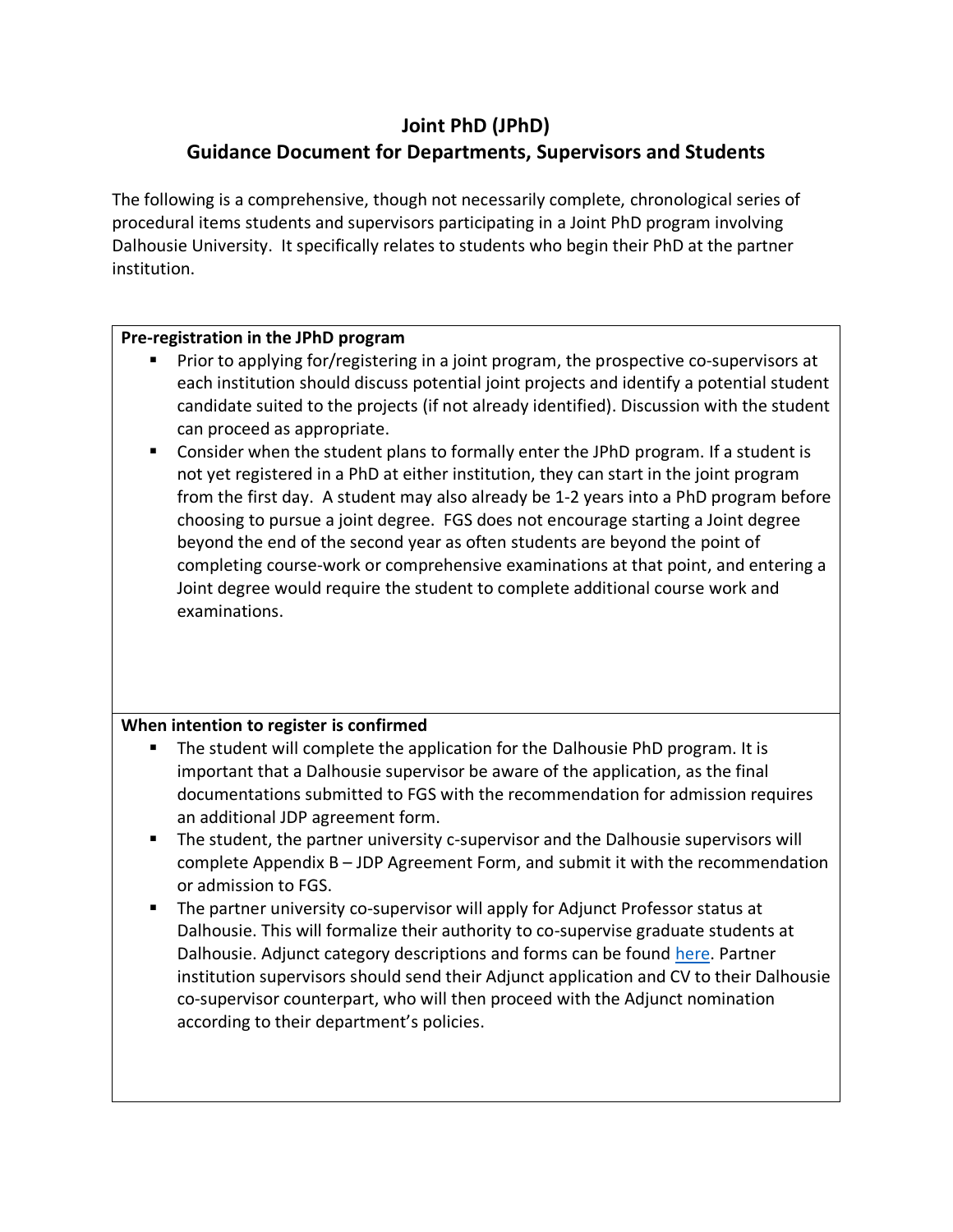# Joint PhD (JPhD)

## Guidance Document for Departments, Supervisors and Students

The following is a comprehensive, though not necessarily complete, chronological series of procedural items students and supervisors participating in a Joint PhD program involving Dalhousie University. It specifically relates to students who begin their PhD at the partner institution.

| **Pre-registration in the JPhD program** |
| --- |
| ▪ Prior to applying for/registering in a joint program, the prospective co-supervisors at each institution should discuss potential joint projects and identify a potential student candidate suited to the projects (if not already identified). Discussion with the student can proceed as appropriate.<br>▪ Consider when the student plans to formally enter the JPhD program. If a student is not yet registered in a PhD at either institution, they can start in the joint program from the first day. A student may also already be 1-2 years into a PhD program before choosing to pursue a joint degree. FGS does not encourage starting a Joint degree beyond the end of the second year as often students are beyond the point of completing course-work or comprehensive examinations at that point, and entering a Joint degree would require the student to complete additional course work and examinations. |
| **When intention to register is confirmed** |
| ▪ The student will complete the application for the Dalhousie PhD program. It is important that a Dalhousie supervisor be aware of the application, as the final documentations submitted to FGS with the recommendation for admission requires an additional JDP agreement form.<br>▪ The student, the partner university c-supervisor and the Dalhousie supervisors will complete Appendix B – JDP Agreement Form, and submit it with the recommendation or admission to FGS.<br>▪ The partner university co-supervisor will apply for Adjunct Professor status at Dalhousie. This will formalize their authority to co-supervise graduate students at Dalhousie. Adjunct category descriptions and forms can be found here. Partner institution supervisors should send their Adjunct application and CV to their Dalhousie co-supervisor counterpart, who will then proceed with the Adjunct nomination according to their department's policies. |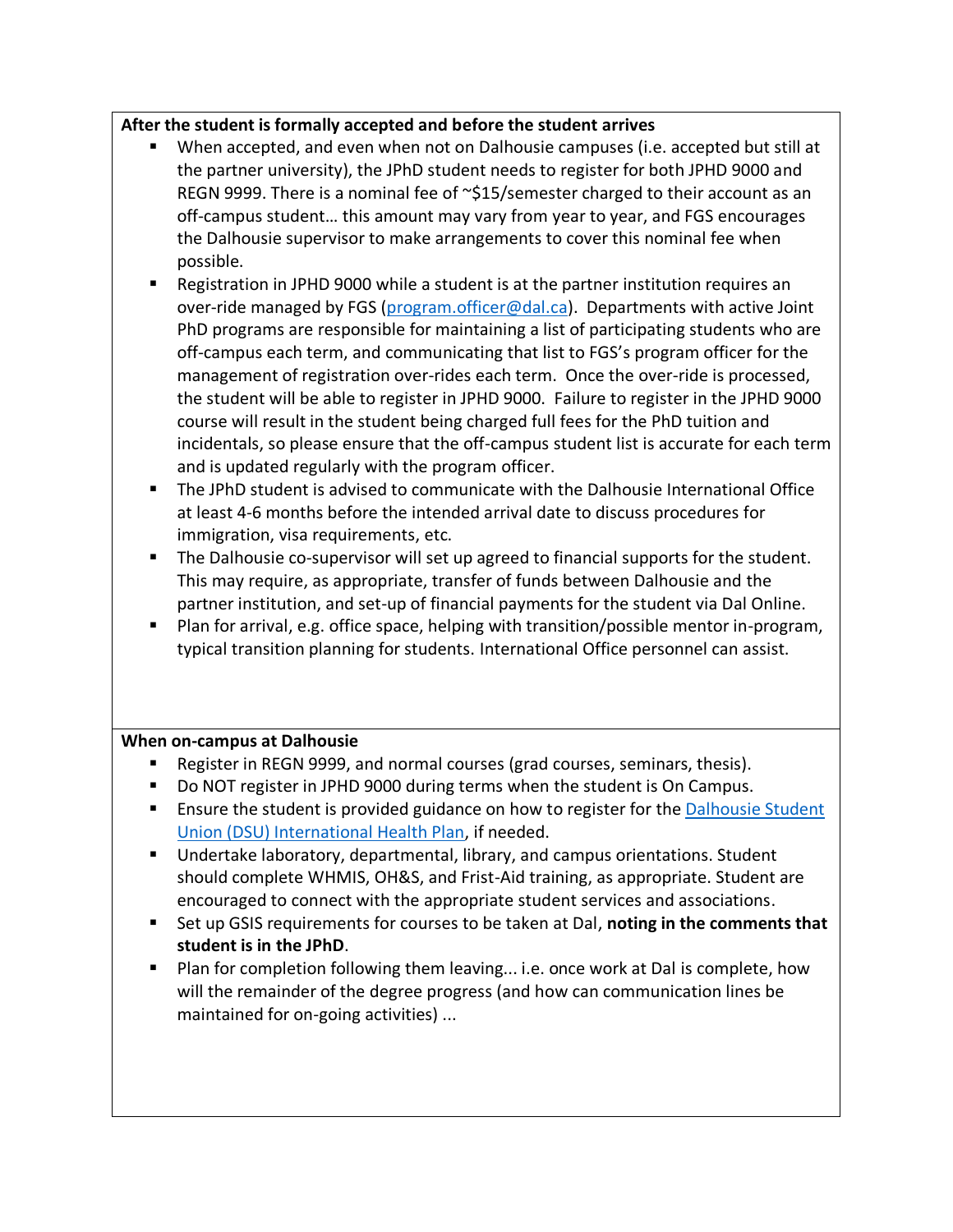**After the student is formally accepted and before the student arrives**

- When accepted, and even when not on Dalhousie campuses (i.e. accepted but still at the partner university), the JPhD student needs to register for both JPHD 9000 and REGN 9999. There is a nominal fee of ~$15/semester charged to their account as an off-campus student… this amount may vary from year to year, and FGS encourages the Dalhousie supervisor to make arrangements to cover this nominal fee when possible.
- Registration in JPHD 9000 while a student is at the partner institution requires an over-ride managed by FGS ([program.officer@dal.ca](mailto:program.officer@dal.ca)). Departments with active Joint PhD programs are responsible for maintaining a list of participating students who are off-campus each term, and communicating that list to FGS's program officer for the management of registration over-rides each term. Once the over-ride is processed, the student will be able to register in JPHD 9000. Failure to register in the JPHD 9000 course will result in the student being charged full fees for the PhD tuition and incidentals, so please ensure that the off-campus student list is accurate for each term and is updated regularly with the program officer.
- The JPhD student is advised to communicate with the Dalhousie International Office at least 4-6 months before the intended arrival date to discuss procedures for immigration, visa requirements, etc.
- The Dalhousie co-supervisor will set up agreed to financial supports for the student. This may require, as appropriate, transfer of funds between Dalhousie and the partner institution, and set-up of financial payments for the student via Dal Online.
- Plan for arrival, e.g. office space, helping with transition/possible mentor in-program, typical transition planning for students. International Office personnel can assist.

**When on-campus at Dalhousie**

- Register in REGN 9999, and normal courses (grad courses, seminars, thesis).
- Do NOT register in JPHD 9000 during terms when the student is On Campus.
- Ensure the student is provided guidance on how to register for the Dalhousie Student Union (DSU) International Health Plan, if needed.
- Undertake laboratory, departmental, library, and campus orientations. Student should complete WHMIS, OH&S, and Frist-Aid training, as appropriate. Student are encouraged to connect with the appropriate student services and associations.
- Set up GSIS requirements for courses to be taken at Dal, **noting in the comments that student is in the JPhD**.
- Plan for completion following them leaving... i.e. once work at Dal is complete, how will the remainder of the degree progress (and how can communication lines be maintained for on-going activities) ...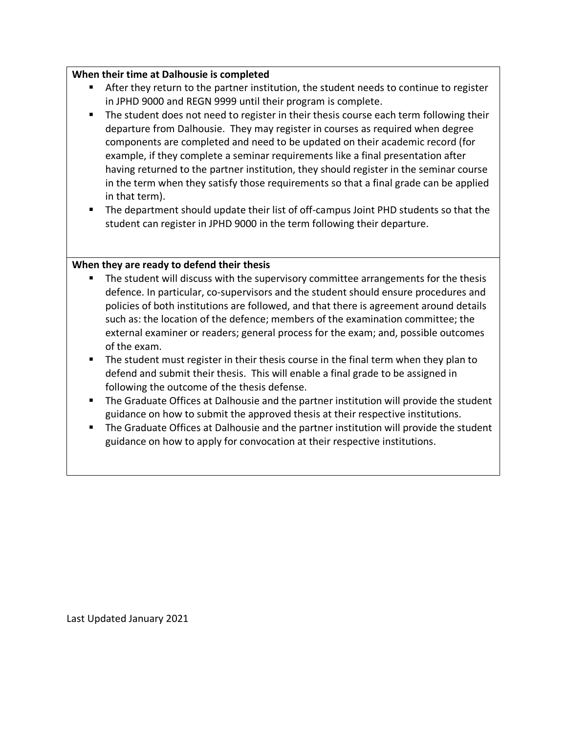**When their time at Dalhousie is completed**

- After they return to the partner institution, the student needs to continue to register in JPHD 9000 and REGN 9999 until their program is complete.
- The student does not need to register in their thesis course each term following their departure from Dalhousie. They may register in courses as required when degree components are completed and need to be updated on their academic record (for example, if they complete a seminar requirements like a final presentation after having returned to the partner institution, they should register in the seminar course in the term when they satisfy those requirements so that a final grade can be applied in that term).
- The department should update their list of off-campus Joint PHD students so that the student can register in JPHD 9000 in the term following their departure.

**When they are ready to defend their thesis**

- The student will discuss with the supervisory committee arrangements for the thesis defence. In particular, co-supervisors and the student should ensure procedures and policies of both institutions are followed, and that there is agreement around details such as: the location of the defence; members of the examination committee; the external examiner or readers; general process for the exam; and, possible outcomes of the exam.
- The student must register in their thesis course in the final term when they plan to defend and submit their thesis. This will enable a final grade to be assigned in following the outcome of the thesis defense.
- The Graduate Offices at Dalhousie and the partner institution will provide the student guidance on how to submit the approved thesis at their respective institutions.
- The Graduate Offices at Dalhousie and the partner institution will provide the student guidance on how to apply for convocation at their respective institutions.

Last Updated January 2021